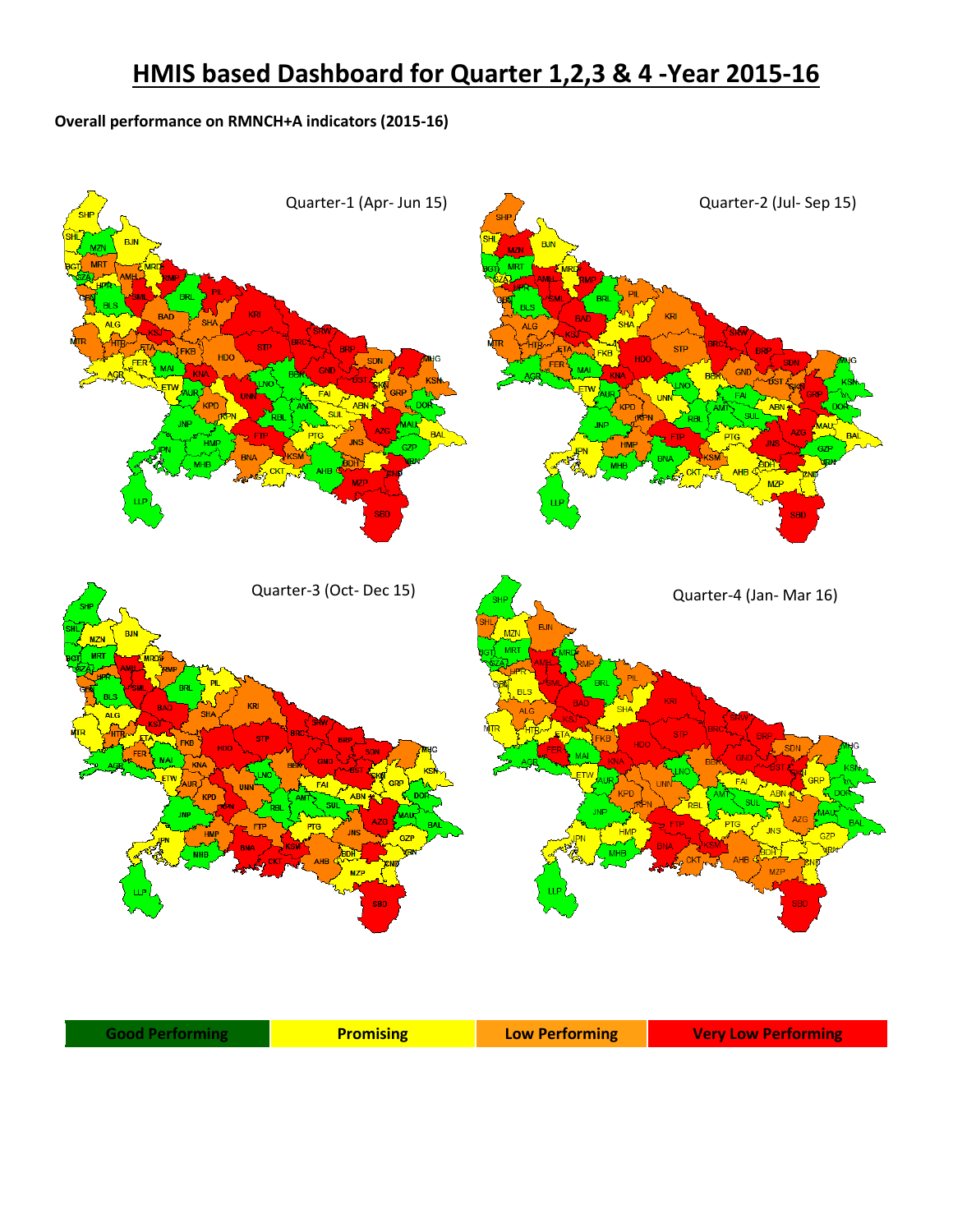# HMIS based Dashboard for Quarter 1,2,3 & 4 -Year 2015-16

**Overall performance on RMNCH+A indicators (2015-16)**

Quarter-1 (Apr- Jun 15)

Quarter-2 (Jul- Sep 15)

Quarter-3 (Oct- Dec 15)

Quarter-4 (Jan- Mar 16)

| Good Performing | Promising | Low Performing | Very Low Performing |
|---|---|---|---|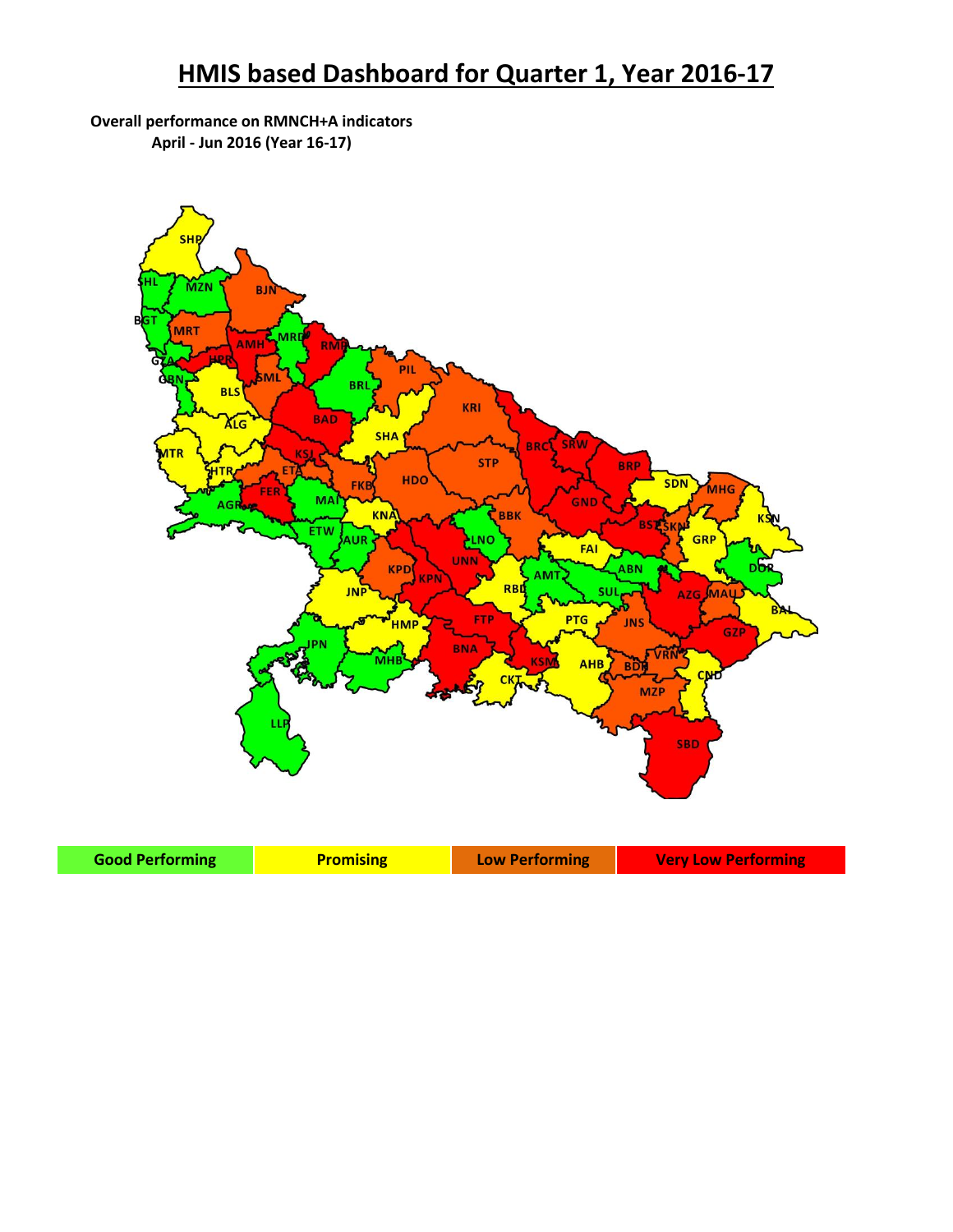# HMIS based Dashboard for Quarter 1, Year 2016-17

**Overall performance on RMNCH+A indicators**
**April - Jun 2016 (Year 16-17)**

| Good Performing | Promising | Low Performing | Very Low Performing |
|---|---|---|---|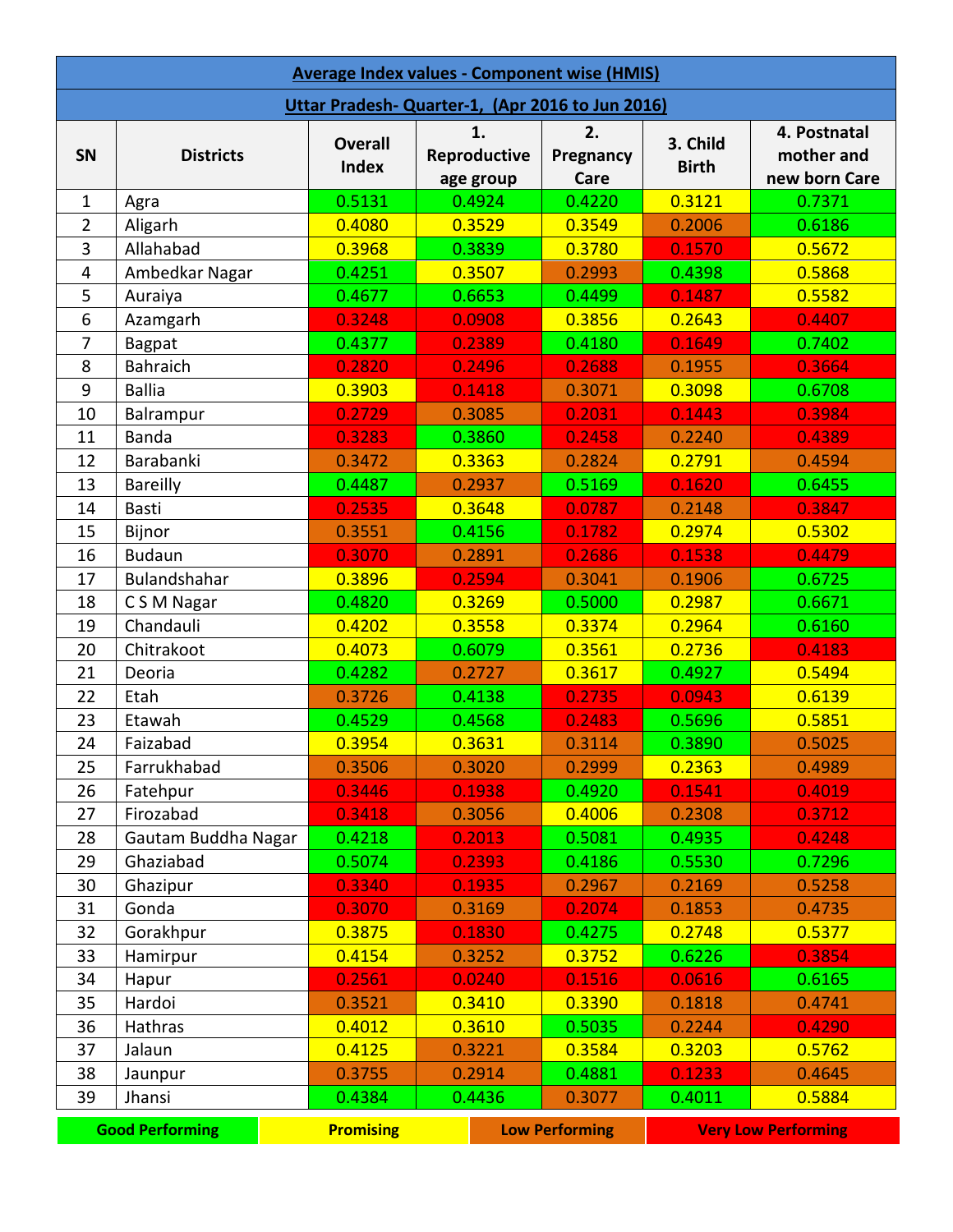| Average Index values - Component wise (HMIS) | | | | | | |
|---|---|---|---|---|---|---|
| **Uttar Pradesh- Quarter-1, (Apr 2016 to Jun 2016)** | | | | | | |
| **SN** | **Districts** | **Overall Index** | **1. Reproductive age group** | **2. Pregnancy Care** | **3. Child Birth** | **4. Postnatal mother and new born Care** |
| 1 | Agra | 0.5131 | 0.4924 | 0.4220 | 0.3121 | 0.7371 |
| 2 | Aligarh | 0.4080 | 0.3529 | 0.3549 | 0.2006 | 0.6186 |
| 3 | Allahabad | 0.3968 | 0.3839 | 0.3780 | 0.1570 | 0.5672 |
| 4 | Ambedkar Nagar | 0.4251 | 0.3507 | 0.2993 | 0.4398 | 0.5868 |
| 5 | Auraiya | 0.4677 | 0.6653 | 0.4499 | 0.1487 | 0.5582 |
| 6 | Azamgarh | 0.3248 | 0.0908 | 0.3856 | 0.2643 | 0.4407 |
| 7 | Bagpat | 0.4377 | 0.2389 | 0.4180 | 0.1649 | 0.7402 |
| 8 | Bahraich | 0.2820 | 0.2496 | 0.2688 | 0.1955 | 0.3664 |
| 9 | Ballia | 0.3903 | 0.1418 | 0.3071 | 0.3098 | 0.6708 |
| 10 | Balrampur | 0.2729 | 0.3085 | 0.2031 | 0.1443 | 0.3984 |
| 11 | Banda | 0.3283 | 0.3860 | 0.2458 | 0.2240 | 0.4389 |
| 12 | Barabanki | 0.3472 | 0.3363 | 0.2824 | 0.2791 | 0.4594 |
| 13 | Bareilly | 0.4487 | 0.2937 | 0.5169 | 0.1620 | 0.6455 |
| 14 | Basti | 0.2535 | 0.3648 | 0.0787 | 0.2148 | 0.3847 |
| 15 | Bijnor | 0.3551 | 0.4156 | 0.1782 | 0.2974 | 0.5302 |
| 16 | Budaun | 0.3070 | 0.2891 | 0.2686 | 0.1538 | 0.4479 |
| 17 | Bulandshahar | 0.3896 | 0.2594 | 0.3041 | 0.1906 | 0.6725 |
| 18 | C S M Nagar | 0.4820 | 0.3269 | 0.5000 | 0.2987 | 0.6671 |
| 19 | Chandauli | 0.4202 | 0.3558 | 0.3374 | 0.2964 | 0.6160 |
| 20 | Chitrakoot | 0.4073 | 0.6079 | 0.3561 | 0.2736 | 0.4183 |
| 21 | Deoria | 0.4282 | 0.2727 | 0.3617 | 0.4927 | 0.5494 |
| 22 | Etah | 0.3726 | 0.4138 | 0.2735 | 0.0943 | 0.6139 |
| 23 | Etawah | 0.4529 | 0.4568 | 0.2483 | 0.5696 | 0.5851 |
| 24 | Faizabad | 0.3954 | 0.3631 | 0.3114 | 0.3890 | 0.5025 |
| 25 | Farrukhabad | 0.3506 | 0.3020 | 0.2999 | 0.2363 | 0.4989 |
| 26 | Fatehpur | 0.3446 | 0.1938 | 0.4920 | 0.1541 | 0.4019 |
| 27 | Firozabad | 0.3418 | 0.3056 | 0.4006 | 0.2308 | 0.3712 |
| 28 | Gautam Buddha Nagar | 0.4218 | 0.2013 | 0.5081 | 0.4935 | 0.4248 |
| 29 | Ghaziabad | 0.5074 | 0.2393 | 0.4186 | 0.5530 | 0.7296 |
| 30 | Ghazipur | 0.3340 | 0.1935 | 0.2967 | 0.2169 | 0.5258 |
| 31 | Gonda | 0.3070 | 0.3169 | 0.2074 | 0.1853 | 0.4735 |
| 32 | Gorakhpur | 0.3875 | 0.1830 | 0.4275 | 0.2748 | 0.5377 |
| 33 | Hamirpur | 0.4154 | 0.3252 | 0.3752 | 0.6226 | 0.3854 |
| 34 | Hapur | 0.2561 | 0.0240 | 0.1516 | 0.0616 | 0.6165 |
| 35 | Hardoi | 0.3521 | 0.3410 | 0.3390 | 0.1818 | 0.4741 |
| 36 | Hathras | 0.4012 | 0.3610 | 0.5035 | 0.2244 | 0.4290 |
| 37 | Jalaun | 0.4125 | 0.3221 | 0.3584 | 0.3203 | 0.5762 |
| 38 | Jaunpur | 0.3755 | 0.2914 | 0.4881 | 0.1233 | 0.4645 |
| 39 | Jhansi | 0.4384 | 0.4436 | 0.3077 | 0.4011 | 0.5884 |

| Good Performing | Promising | Low Performing | Very Low Performing |
|---|---|---|---|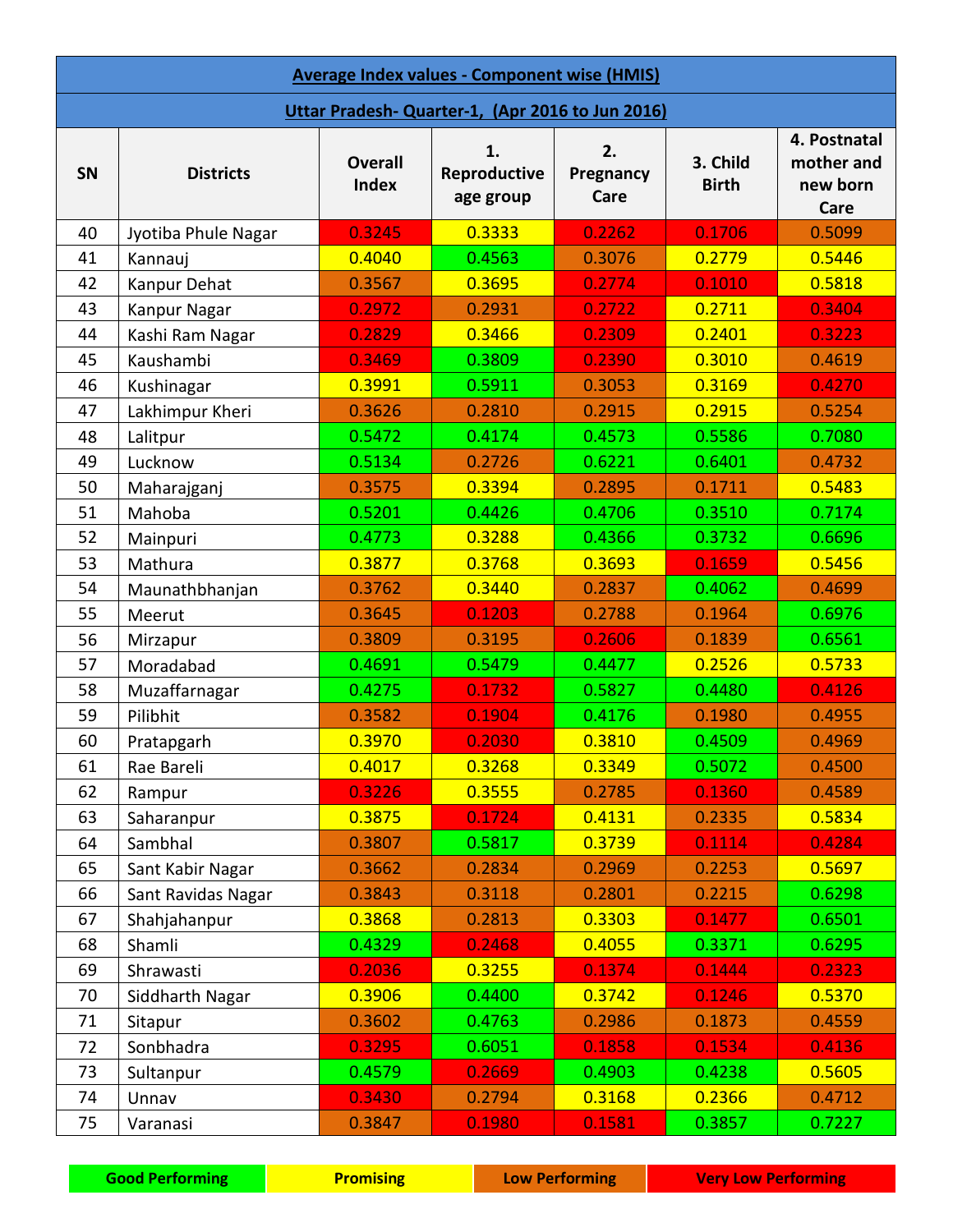| Average Index values - Component wise (HMIS) | | | | | | |
|---|---|---|---|---|---|---|
| Uttar Pradesh- Quarter-1, (Apr 2016 to Jun 2016) | | | | | | |
| SN | Districts | Overall Index | 1. Reproductive age group | 2. Pregnancy Care | 3. Child Birth | 4. Postnatal mother and new born Care |
| 40 | Jyotiba Phule Nagar | 0.3245 | 0.3333 | 0.2262 | 0.1706 | 0.5099 |
| 41 | Kannauj | 0.4040 | 0.4563 | 0.3076 | 0.2779 | 0.5446 |
| 42 | Kanpur Dehat | 0.3567 | 0.3695 | 0.2774 | 0.1010 | 0.5818 |
| 43 | Kanpur Nagar | 0.2972 | 0.2931 | 0.2722 | 0.2711 | 0.3404 |
| 44 | Kashi Ram Nagar | 0.2829 | 0.3466 | 0.2309 | 0.2401 | 0.3223 |
| 45 | Kaushambi | 0.3469 | 0.3809 | 0.2390 | 0.3010 | 0.4619 |
| 46 | Kushinagar | 0.3991 | 0.5911 | 0.3053 | 0.3169 | 0.4270 |
| 47 | Lakhimpur Kheri | 0.3626 | 0.2810 | 0.2915 | 0.2915 | 0.5254 |
| 48 | Lalitpur | 0.5472 | 0.4174 | 0.4573 | 0.5586 | 0.7080 |
| 49 | Lucknow | 0.5134 | 0.2726 | 0.6221 | 0.6401 | 0.4732 |
| 50 | Maharajganj | 0.3575 | 0.3394 | 0.2895 | 0.1711 | 0.5483 |
| 51 | Mahoba | 0.5201 | 0.4426 | 0.4706 | 0.3510 | 0.7174 |
| 52 | Mainpuri | 0.4773 | 0.3288 | 0.4366 | 0.3732 | 0.6696 |
| 53 | Mathura | 0.3877 | 0.3768 | 0.3693 | 0.1659 | 0.5456 |
| 54 | Maunathbhanjan | 0.3762 | 0.3440 | 0.2837 | 0.4062 | 0.4699 |
| 55 | Meerut | 0.3645 | 0.1203 | 0.2788 | 0.1964 | 0.6976 |
| 56 | Mirzapur | 0.3809 | 0.3195 | 0.2606 | 0.1839 | 0.6561 |
| 57 | Moradabad | 0.4691 | 0.5479 | 0.4477 | 0.2526 | 0.5733 |
| 58 | Muzaffarnagar | 0.4275 | 0.1732 | 0.5827 | 0.4480 | 0.4126 |
| 59 | Pilibhit | 0.3582 | 0.1904 | 0.4176 | 0.1980 | 0.4955 |
| 60 | Pratapgarh | 0.3970 | 0.2030 | 0.3810 | 0.4509 | 0.4969 |
| 61 | Rae Bareli | 0.4017 | 0.3268 | 0.3349 | 0.5072 | 0.4500 |
| 62 | Rampur | 0.3226 | 0.3555 | 0.2785 | 0.1360 | 0.4589 |
| 63 | Saharanpur | 0.3875 | 0.1724 | 0.4131 | 0.2335 | 0.5834 |
| 64 | Sambhal | 0.3807 | 0.5817 | 0.3739 | 0.1114 | 0.4284 |
| 65 | Sant Kabir Nagar | 0.3662 | 0.2834 | 0.2969 | 0.2253 | 0.5697 |
| 66 | Sant Ravidas Nagar | 0.3843 | 0.3118 | 0.2801 | 0.2215 | 0.6298 |
| 67 | Shahjahanpur | 0.3868 | 0.2813 | 0.3303 | 0.1477 | 0.6501 |
| 68 | Shamli | 0.4329 | 0.2468 | 0.4055 | 0.3371 | 0.6295 |
| 69 | Shrawasti | 0.2036 | 0.3255 | 0.1374 | 0.1444 | 0.2323 |
| 70 | Siddharth Nagar | 0.3906 | 0.4400 | 0.3742 | 0.1246 | 0.5370 |
| 71 | Sitapur | 0.3602 | 0.4763 | 0.2986 | 0.1873 | 0.4559 |
| 72 | Sonbhadra | 0.3295 | 0.6051 | 0.1858 | 0.1534 | 0.4136 |
| 73 | Sultanpur | 0.4579 | 0.2669 | 0.4903 | 0.4238 | 0.5605 |
| 74 | Unnav | 0.3430 | 0.2794 | 0.3168 | 0.2366 | 0.4712 |
| 75 | Varanasi | 0.3847 | 0.1980 | 0.1581 | 0.3857 | 0.7227 |

Good Performing | Promising | Low Performing | Very Low Performing